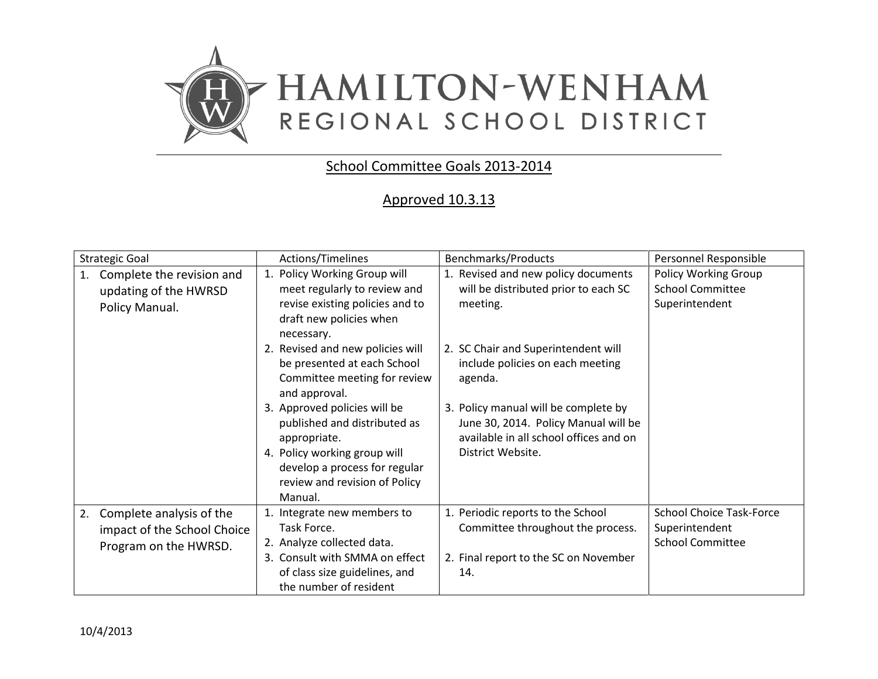# HAMILTON-WENHAM REGIONAL SCHOOL DISTRICT

## School Committee Goals 2013-2014

## Approved 10.3.13

| Strategic Goal | Actions/Timelines | Benchmarks/Products | Personnel Responsible |
|---|---|---|---|
| 1. Complete the revision and updating of the HWRSD Policy Manual. | 1. Policy Working Group will meet regularly to review and revise existing policies and to draft new policies when necessary.<br>2. Revised and new policies will be presented at each School Committee meeting for review and approval.<br>3. Approved policies will be published and distributed as appropriate.<br>4. Policy working group will develop a process for regular review and revision of Policy Manual. | 1. Revised and new policy documents will be distributed prior to each SC meeting.<br>2. SC Chair and Superintendent will include policies on each meeting agenda.<br>3. Policy manual will be complete by June 30, 2014. Policy Manual will be available in all school offices and on District Website. | Policy Working Group<br>School Committee<br>Superintendent |
| 2. Complete analysis of the impact of the School Choice Program on the HWRSD. | 1. Integrate new members to Task Force.<br>2. Analyze collected data.<br>3. Consult with SMMA on effect of class size guidelines, and the number of resident | 1. Periodic reports to the School Committee throughout the process.<br>2. Final report to the SC on November 14. | School Choice Task-Force<br>Superintendent<br>School Committee |

10/4/2013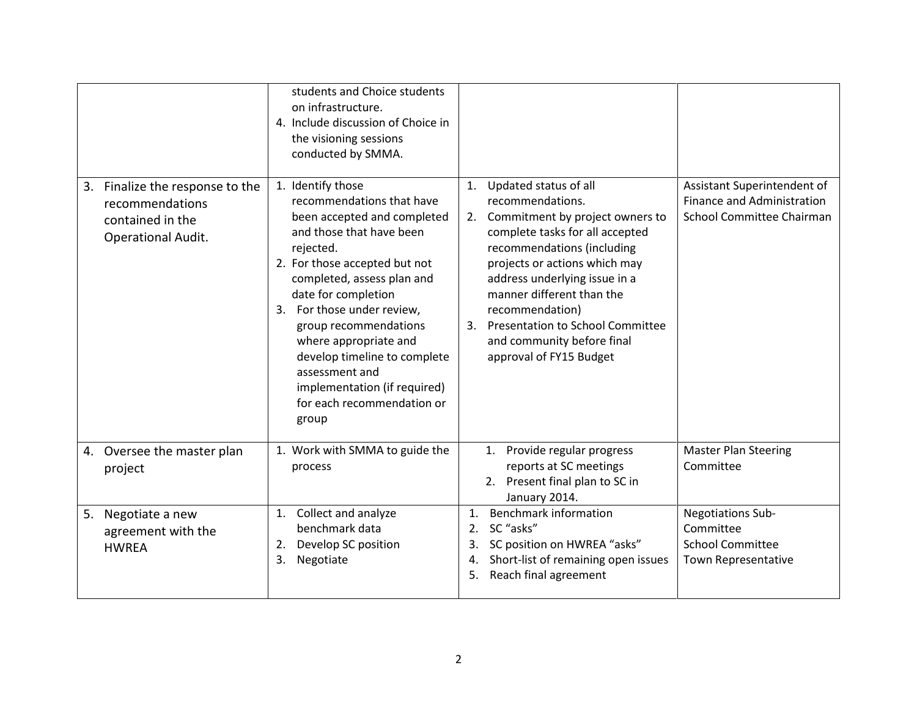| | | | |
|---|---|---|---|
| | students and Choice students on infrastructure.<br>4. Include discussion of Choice in the visioning sessions conducted by SMMA. | | |
| 3. Finalize the response to the recommendations contained in the Operational Audit. | 1. Identify those recommendations that have been accepted and completed and those that have been rejected.<br>2. For those accepted but not completed, assess plan and date for completion<br>3. For those under review, group recommendations where appropriate and develop timeline to complete assessment and implementation (if required) for each recommendation or group | 1. Updated status of all recommendations.<br>2. Commitment by project owners to complete tasks for all accepted recommendations (including projects or actions which may address underlying issue in a manner different than the recommendation)<br>3. Presentation to School Committee and community before final approval of FY15 Budget | Assistant Superintendent of Finance and Administration<br>School Committee Chairman |
| 4. Oversee the master plan project | 1. Work with SMMA to guide the process | 1. Provide regular progress reports at SC meetings<br>2. Present final plan to SC in January 2014. | Master Plan Steering Committee |
| 5. Negotiate a new agreement with the HWREA | 1. Collect and analyze benchmark data<br>2. Develop SC position<br>3. Negotiate | 1. Benchmark information<br>2. SC "asks"<br>3. SC position on HWREA "asks"<br>4. Short-list of remaining open issues<br>5. Reach final agreement | Negotiations Sub-Committee<br>School Committee<br>Town Representative |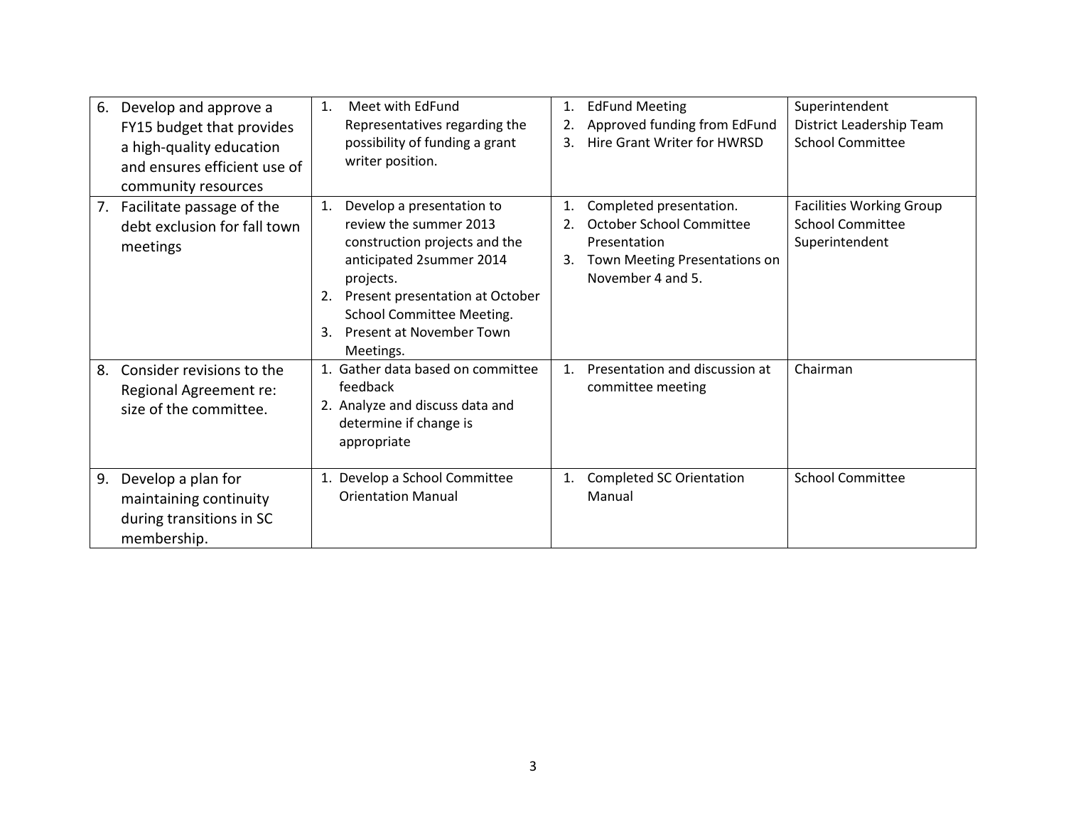| | | | |
|---|---|---|---|
| 6. Develop and approve a FY15 budget that provides a high-quality education and ensures efficient use of community resources | 1. Meet with EdFund Representatives regarding the possibility of funding a grant writer position. | 1. EdFund Meeting<br>2. Approved funding from EdFund<br>3. Hire Grant Writer for HWRSD | Superintendent<br>District Leadership Team<br>School Committee |
| 7. Facilitate passage of the debt exclusion for fall town meetings | 1. Develop a presentation to review the summer 2013 construction projects and the anticipated 2summer 2014 projects.<br>2. Present presentation at October School Committee Meeting.<br>3. Present at November Town Meetings. | 1. Completed presentation.<br>2. October School Committee Presentation<br>3. Town Meeting Presentations on November 4 and 5. | Facilities Working Group<br>School Committee<br>Superintendent |
| 8. Consider revisions to the Regional Agreement re: size of the committee. | 1. Gather data based on committee feedback<br>2. Analyze and discuss data and determine if change is appropriate | 1. Presentation and discussion at committee meeting | Chairman |
| 9. Develop a plan for maintaining continuity during transitions in SC membership. | 1. Develop a School Committee Orientation Manual | 1. Completed SC Orientation Manual | School Committee |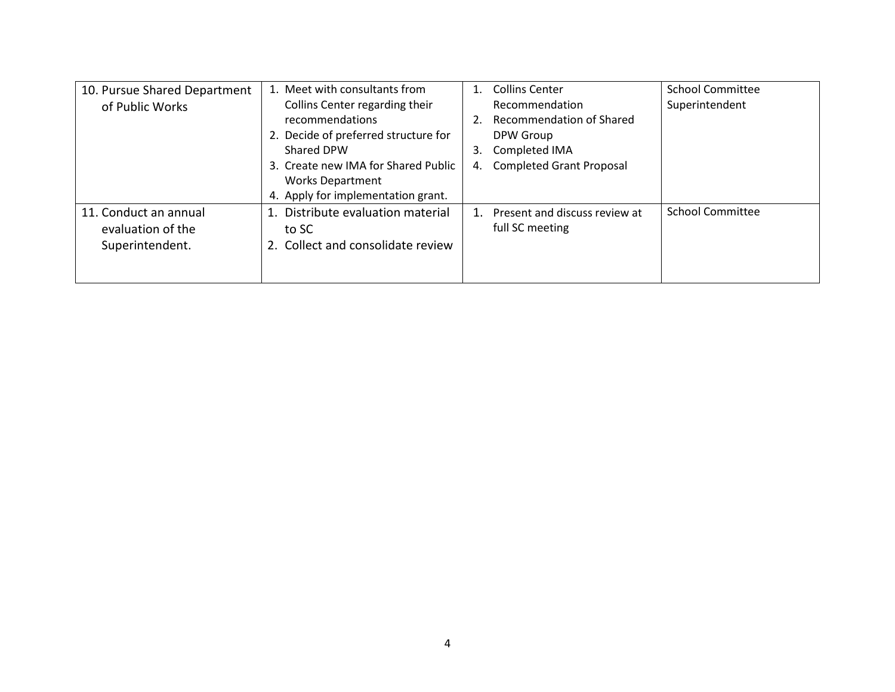| | | | |
|---|---|---|---|
| 10. Pursue Shared Department of Public Works | 1. Meet with consultants from Collins Center regarding their recommendations<br>2. Decide of preferred structure for Shared DPW<br>3. Create new IMA for Shared Public Works Department<br>4. Apply for implementation grant. | 1. Collins Center Recommendation<br>2. Recommendation of Shared DPW Group<br>3. Completed IMA<br>4. Completed Grant Proposal | School Committee Superintendent |
| 11. Conduct an annual evaluation of the Superintendent. | 1. Distribute evaluation material to SC<br>2. Collect and consolidate review | 1. Present and discuss review at full SC meeting | School Committee |